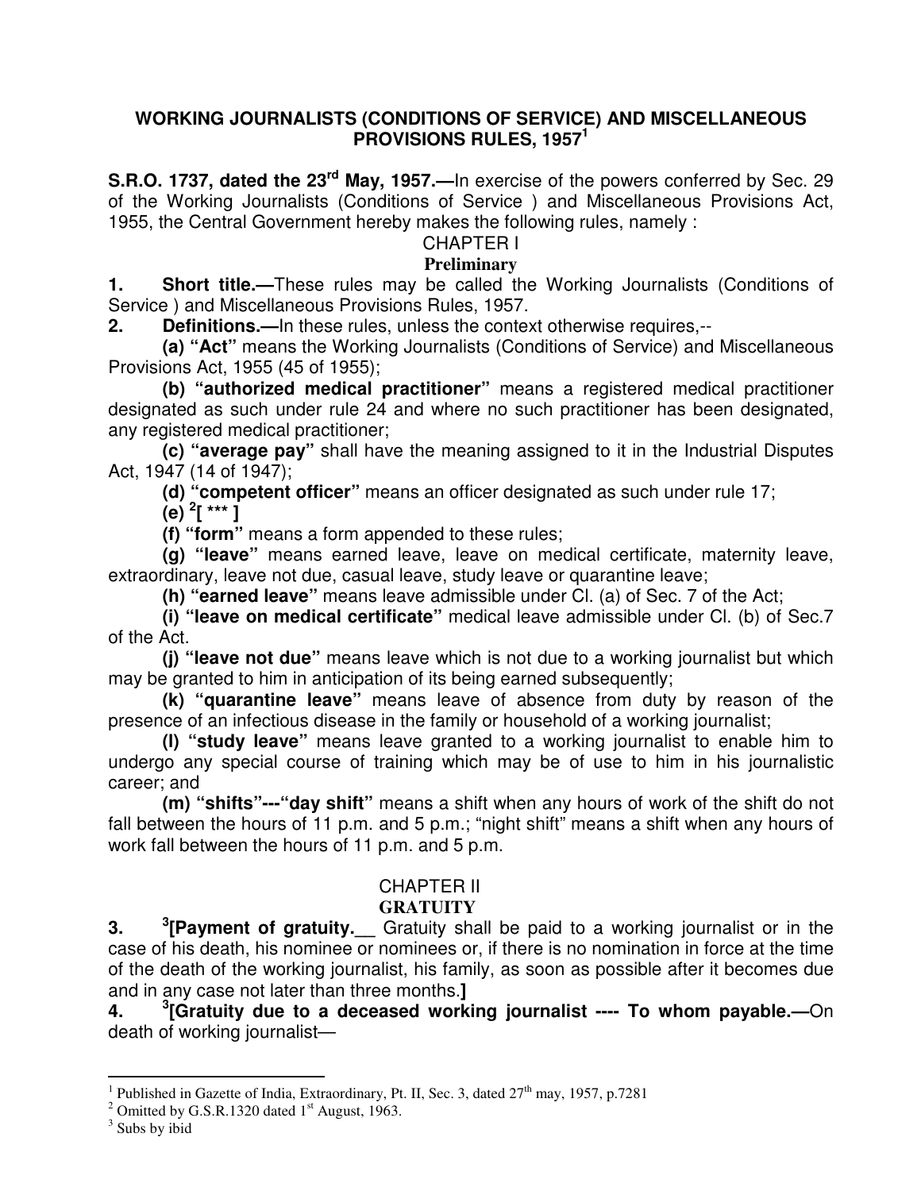# WORKING JOURNALISTS (CONDITIONS OF SERVICE) AND MISCELLANEOUS PROVISIONS RULES, 1957[1]

**S.R.O. 1737, dated the 23rd May, 1957.—**In exercise of the powers conferred by Sec. 29 of the Working Journalists (Conditions of Service ) and Miscellaneous Provisions Act, 1955, the Central Government hereby makes the following rules, namely :

## CHAPTER I

### Preliminary

**1. Short title.—**These rules may be called the Working Journalists (Conditions of Service ) and Miscellaneous Provisions Rules, 1957.

**2. Definitions.—**In these rules, unless the context otherwise requires,--

**(a) "Act"** means the Working Journalists (Conditions of Service) and Miscellaneous Provisions Act, 1955 (45 of 1955);

**(b) "authorized medical practitioner"** means a registered medical practitioner designated as such under rule 24 and where no such practitioner has been designated, any registered medical practitioner;

**(c) "average pay"** shall have the meaning assigned to it in the Industrial Disputes Act, 1947 (14 of 1947);

**(d) "competent officer"** means an officer designated as such under rule 17;

**(e) [2][ *** ]**

**(f) "form"** means a form appended to these rules;

**(g) "leave"** means earned leave, leave on medical certificate, maternity leave, extraordinary, leave not due, casual leave, study leave or quarantine leave;

**(h) "earned leave"** means leave admissible under Cl. (a) of Sec. 7 of the Act;

**(i) "leave on medical certificate"** medical leave admissible under Cl. (b) of Sec.7 of the Act.

**(j) "leave not due"** means leave which is not due to a working journalist but which may be granted to him in anticipation of its being earned subsequently;

**(k) "quarantine leave"** means leave of absence from duty by reason of the presence of an infectious disease in the family or household of a working journalist;

**(l) "study leave"** means leave granted to a working journalist to enable him to undergo any special course of training which may be of use to him in his journalistic career; and

**(m) "shifts"---"day shift"** means a shift when any hours of work of the shift do not fall between the hours of 11 p.m. and 5 p.m.; "night shift" means a shift when any hours of work fall between the hours of 11 p.m. and 5 p.m.

## CHAPTER II

### GRATUITY

**3. [3][Payment of gratuity.__** Gratuity shall be paid to a working journalist or in the case of his death, his nominee or nominees or, if there is no nomination in force at the time of the death of the working journalist, his family, as soon as possible after it becomes due and in any case not later than three months.**]**

**4. [3][Gratuity due to a deceased working journalist ---- To whom payable.—**On death of working journalist—

---

[1] Published in Gazette of India, Extraordinary, Pt. II, Sec. 3, dated 27th may, 1957, p.7281

[2] Omitted by G.S.R.1320 dated 1st August, 1963.

[3] Subs by ibid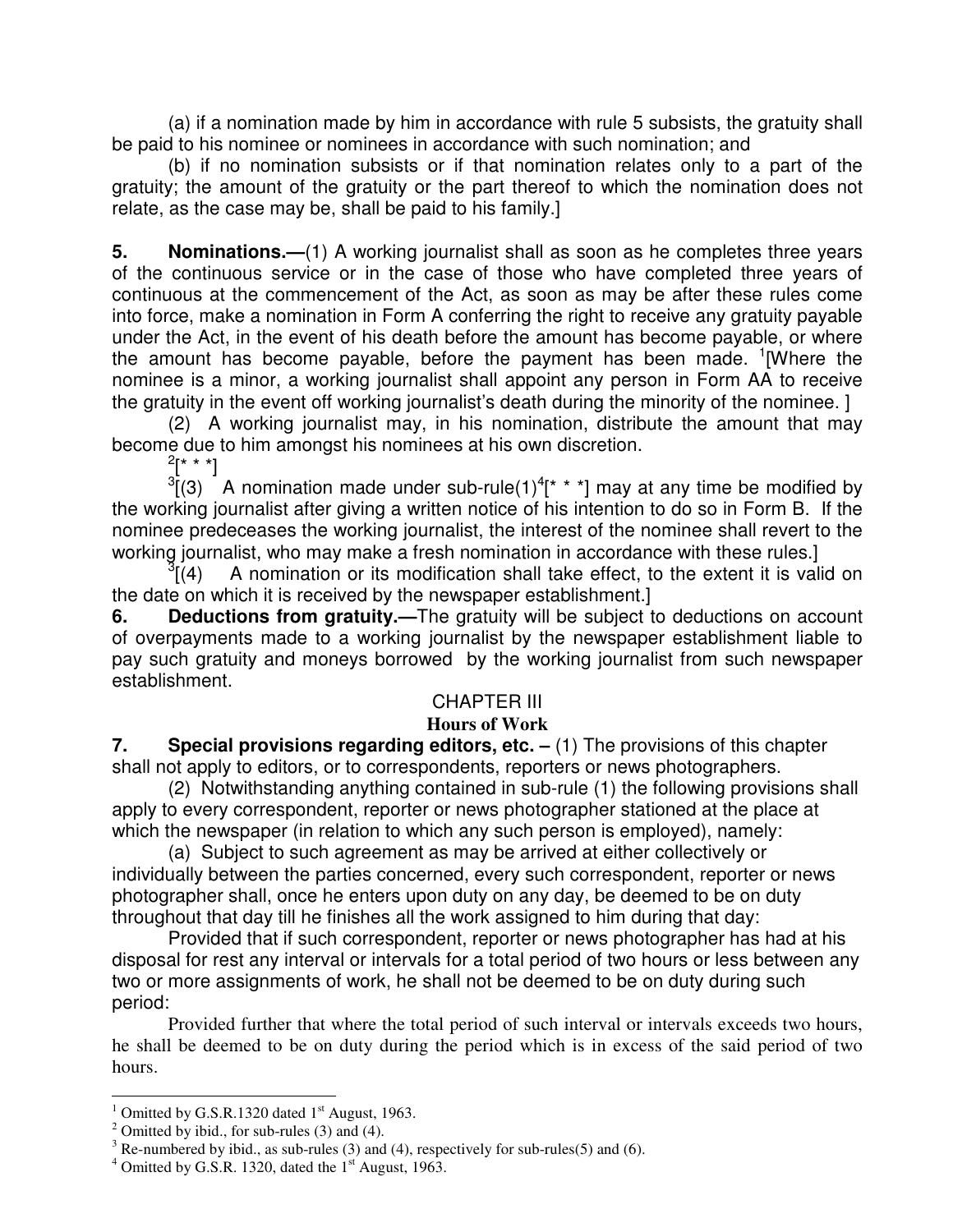(a) if a nomination made by him in accordance with rule 5 subsists, the gratuity shall be paid to his nominee or nominees in accordance with such nomination; and

(b) if no nomination subsists or if that nomination relates only to a part of the gratuity; the amount of the gratuity or the part thereof to which the nomination does not relate, as the case may be, shall be paid to his family.]

**5. Nominations.—**(1) A working journalist shall as soon as he completes three years of the continuous service or in the case of those who have completed three years of continuous at the commencement of the Act, as soon as may be after these rules come into force, make a nomination in Form A conferring the right to receive any gratuity payable under the Act, in the event of his death before the amount has become payable, or where the amount has become payable, before the payment has been made. [1][Where the nominee is a minor, a working journalist shall appoint any person in Form AA to receive the gratuity in the event off working journalist's death during the minority of the nominee. ]

(2) A working journalist may, in his nomination, distribute the amount that may become due to him amongst his nominees at his own discretion.

[2][* * *]

[3][(3) A nomination made under sub-rule(1)[4][* * *] may at any time be modified by the working journalist after giving a written notice of his intention to do so in Form B. If the nominee predeceases the working journalist, the interest of the nominee shall revert to the working journalist, who may make a fresh nomination in accordance with these rules.]

[3][(4) A nomination or its modification shall take effect, to the extent it is valid on the date on which it is received by the newspaper establishment.]

**6. Deductions from gratuity.—**The gratuity will be subject to deductions on account of overpayments made to a working journalist by the newspaper establishment liable to pay such gratuity and moneys borrowed by the working journalist from such newspaper establishment.

## CHAPTER III

### Hours of Work

**7. Special provisions regarding editors, etc. –** (1) The provisions of this chapter shall not apply to editors, or to correspondents, reporters or news photographers.

(2) Notwithstanding anything contained in sub-rule (1) the following provisions shall apply to every correspondent, reporter or news photographer stationed at the place at which the newspaper (in relation to which any such person is employed), namely:

(a) Subject to such agreement as may be arrived at either collectively or individually between the parties concerned, every such correspondent, reporter or news photographer shall, once he enters upon duty on any day, be deemed to be on duty throughout that day till he finishes all the work assigned to him during that day:

Provided that if such correspondent, reporter or news photographer has had at his disposal for rest any interval or intervals for a total period of two hours or less between any two or more assignments of work, he shall not be deemed to be on duty during such period:

Provided further that where the total period of such interval or intervals exceeds two hours, he shall be deemed to be on duty during the period which is in excess of the said period of two hours.

---

[1] Omitted by G.S.R.1320 dated 1st August, 1963.

[2] Omitted by ibid., for sub-rules (3) and (4).

[3] Re-numbered by ibid., as sub-rules (3) and (4), respectively for sub-rules(5) and (6).

[4] Omitted by G.S.R. 1320, dated the 1st August, 1963.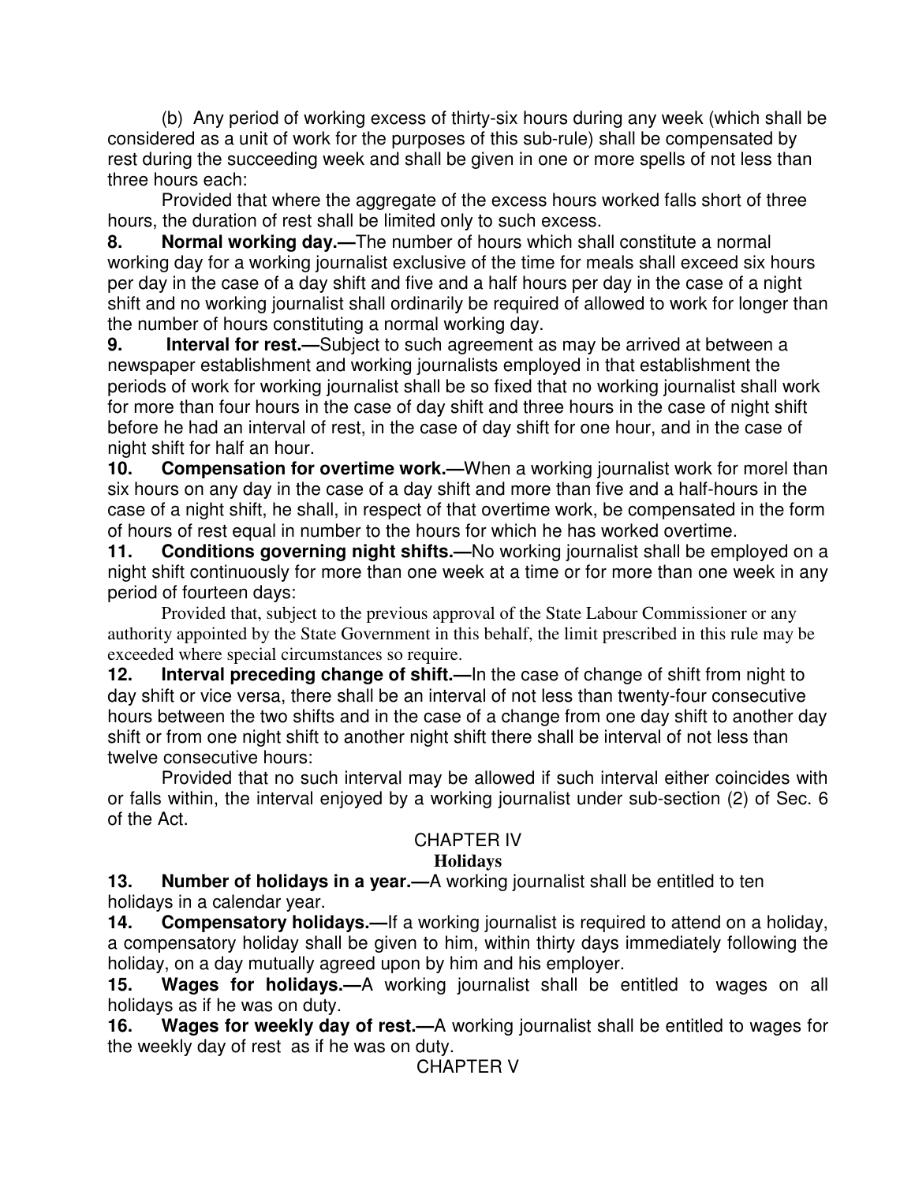(b) Any period of working excess of thirty-six hours during any week (which shall be considered as a unit of work for the purposes of this sub-rule) shall be compensated by rest during the succeeding week and shall be given in one or more spells of not less than three hours each:

Provided that where the aggregate of the excess hours worked falls short of three hours, the duration of rest shall be limited only to such excess.

**8. Normal working day.—**The number of hours which shall constitute a normal working day for a working journalist exclusive of the time for meals shall exceed six hours per day in the case of a day shift and five and a half hours per day in the case of a night shift and no working journalist shall ordinarily be required of allowed to work for longer than the number of hours constituting a normal working day.

**9. Interval for rest.—**Subject to such agreement as may be arrived at between a newspaper establishment and working journalists employed in that establishment the periods of work for working journalist shall be so fixed that no working journalist shall work for more than four hours in the case of day shift and three hours in the case of night shift before he had an interval of rest, in the case of day shift for one hour, and in the case of night shift for half an hour.

**10. Compensation for overtime work.—**When a working journalist work for morel than six hours on any day in the case of a day shift and more than five and a half-hours in the case of a night shift, he shall, in respect of that overtime work, be compensated in the form of hours of rest equal in number to the hours for which he has worked overtime.

**11. Conditions governing night shifts.—**No working journalist shall be employed on a night shift continuously for more than one week at a time or for more than one week in any period of fourteen days:

Provided that, subject to the previous approval of the State Labour Commissioner or any authority appointed by the State Government in this behalf, the limit prescribed in this rule may be exceeded where special circumstances so require.

**12. Interval preceding change of shift.—**In the case of change of shift from night to day shift or vice versa, there shall be an interval of not less than twenty-four consecutive hours between the two shifts and in the case of a change from one day shift to another day shift or from one night shift to another night shift there shall be interval of not less than twelve consecutive hours:

Provided that no such interval may be allowed if such interval either coincides with or falls within, the interval enjoyed by a working journalist under sub-section (2) of Sec. 6 of the Act.

## CHAPTER IV

### Holidays

**13. Number of holidays in a year.—**A working journalist shall be entitled to ten holidays in a calendar year.

**14. Compensatory holidays.—**If a working journalist is required to attend on a holiday, a compensatory holiday shall be given to him, within thirty days immediately following the holiday, on a day mutually agreed upon by him and his employer.

**15. Wages for holidays.—**A working journalist shall be entitled to wages on all holidays as if he was on duty.

**16. Wages for weekly day of rest.—**A working journalist shall be entitled to wages for the weekly day of rest as if he was on duty.

## CHAPTER V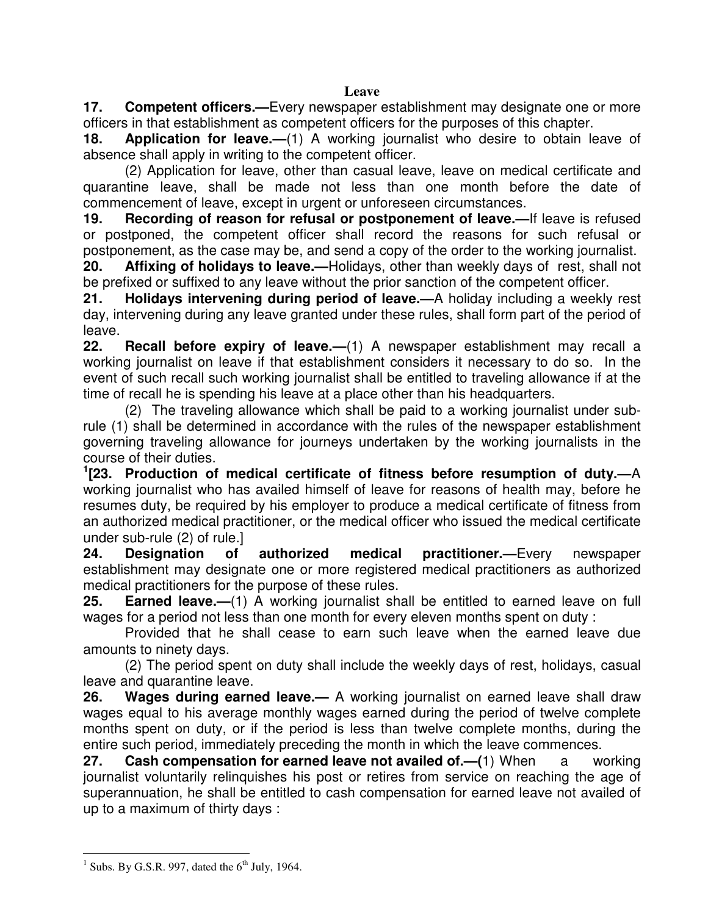## Leave

**17. Competent officers.—**Every newspaper establishment may designate one or more officers in that establishment as competent officers for the purposes of this chapter.

**18. Application for leave.—**(1) A working journalist who desire to obtain leave of absence shall apply in writing to the competent officer.

(2) Application for leave, other than casual leave, leave on medical certificate and quarantine leave, shall be made not less than one month before the date of commencement of leave, except in urgent or unforeseen circumstances.

**19. Recording of reason for refusal or postponement of leave.—**If leave is refused or postponed, the competent officer shall record the reasons for such refusal or postponement, as the case may be, and send a copy of the order to the working journalist.

**20. Affixing of holidays to leave.—**Holidays, other than weekly days of rest, shall not be prefixed or suffixed to any leave without the prior sanction of the competent officer.

**21. Holidays intervening during period of leave.—**A holiday including a weekly rest day, intervening during any leave granted under these rules, shall form part of the period of leave.

**22. Recall before expiry of leave.—**(1) A newspaper establishment may recall a working journalist on leave if that establishment considers it necessary to do so. In the event of such recall such working journalist shall be entitled to traveling allowance if at the time of recall he is spending his leave at a place other than his headquarters.

(2) The traveling allowance which shall be paid to a working journalist under sub-rule (1) shall be determined in accordance with the rules of the newspaper establishment governing traveling allowance for journeys undertaken by the working journalists in the course of their duties.

[1][**23. Production of medical certificate of fitness before resumption of duty.—**A working journalist who has availed himself of leave for reasons of health may, before he resumes duty, be required by his employer to produce a medical certificate of fitness from an authorized medical practitioner, or the medical officer who issued the medical certificate under sub-rule (2) of rule.]

**24. Designation of authorized medical practitioner.—**Every newspaper establishment may designate one or more registered medical practitioners as authorized medical practitioners for the purpose of these rules.

**25. Earned leave.—**(1) A working journalist shall be entitled to earned leave on full wages for a period not less than one month for every eleven months spent on duty :

Provided that he shall cease to earn such leave when the earned leave due amounts to ninety days.

(2) The period spent on duty shall include the weekly days of rest, holidays, casual leave and quarantine leave.

**26. Wages during earned leave.—** A working journalist on earned leave shall draw wages equal to his average monthly wages earned during the period of twelve complete months spent on duty, or if the period is less than twelve complete months, during the entire such period, immediately preceding the month in which the leave commences.

**27. Cash compensation for earned leave not availed of.—(**1) When a working journalist voluntarily relinquishes his post or retires from service on reaching the age of superannuation, he shall be entitled to cash compensation for earned leave not availed of up to a maximum of thirty days :

---

[1] Subs. By G.S.R. 997, dated the 6th July, 1964.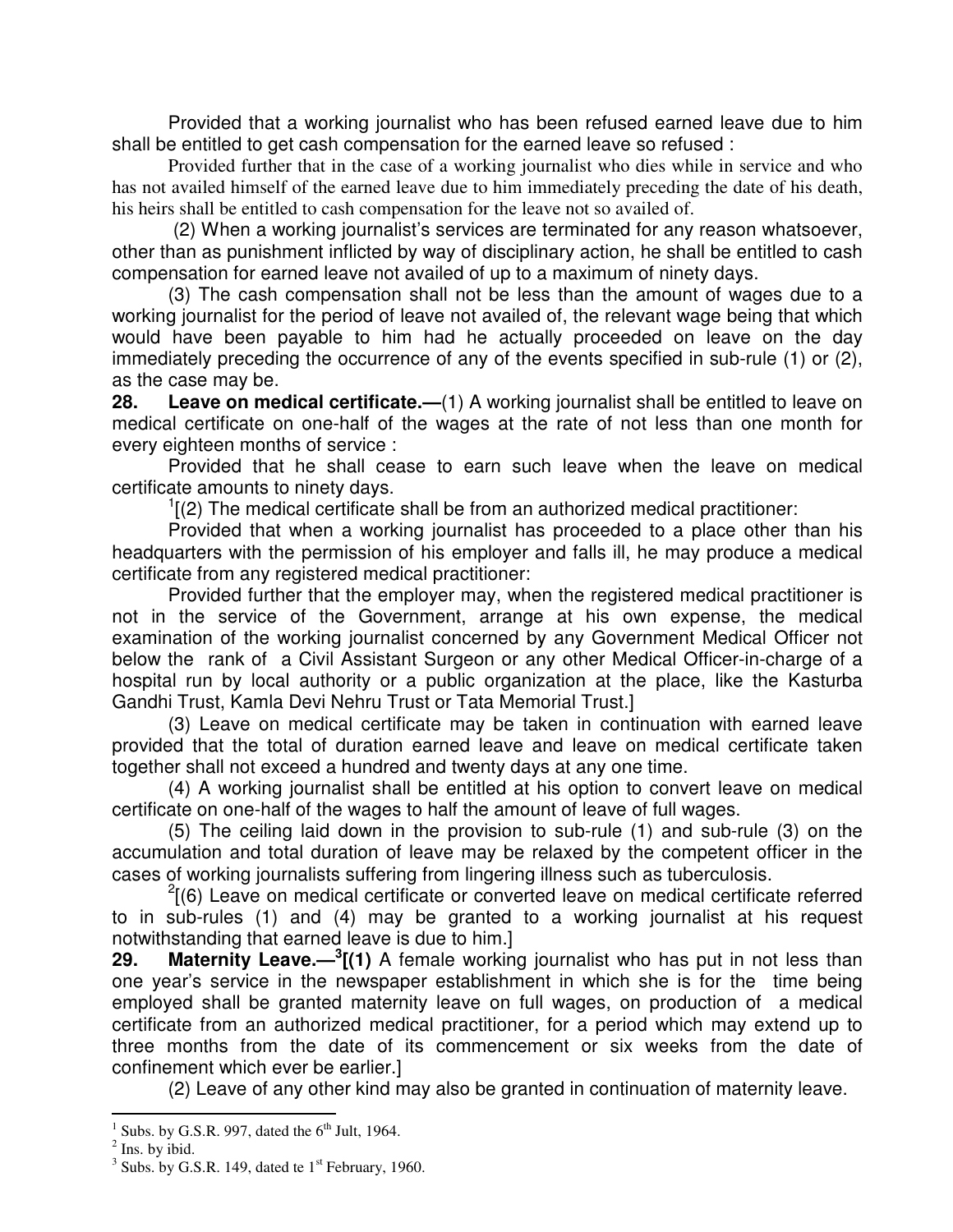Provided that a working journalist who has been refused earned leave due to him shall be entitled to get cash compensation for the earned leave so refused :

Provided further that in the case of a working journalist who dies while in service and who has not availed himself of the earned leave due to him immediately preceding the date of his death, his heirs shall be entitled to cash compensation for the leave not so availed of.

(2) When a working journalist's services are terminated for any reason whatsoever, other than as punishment inflicted by way of disciplinary action, he shall be entitled to cash compensation for earned leave not availed of up to a maximum of ninety days.

(3) The cash compensation shall not be less than the amount of wages due to a working journalist for the period of leave not availed of, the relevant wage being that which would have been payable to him had he actually proceeded on leave on the day immediately preceding the occurrence of any of the events specified in sub-rule (1) or (2), as the case may be.

**28. Leave on medical certificate.—**(1) A working journalist shall be entitled to leave on medical certificate on one-half of the wages at the rate of not less than one month for every eighteen months of service :

Provided that he shall cease to earn such leave when the leave on medical certificate amounts to ninety days.

[1][(2) The medical certificate shall be from an authorized medical practitioner:

Provided that when a working journalist has proceeded to a place other than his headquarters with the permission of his employer and falls ill, he may produce a medical certificate from any registered medical practitioner:

Provided further that the employer may, when the registered medical practitioner is not in the service of the Government, arrange at his own expense, the medical examination of the working journalist concerned by any Government Medical Officer not below the rank of a Civil Assistant Surgeon or any other Medical Officer-in-charge of a hospital run by local authority or a public organization at the place, like the Kasturba Gandhi Trust, Kamla Devi Nehru Trust or Tata Memorial Trust.]

(3) Leave on medical certificate may be taken in continuation with earned leave provided that the total of duration earned leave and leave on medical certificate taken together shall not exceed a hundred and twenty days at any one time.

(4) A working journalist shall be entitled at his option to convert leave on medical certificate on one-half of the wages to half the amount of leave of full wages.

(5) The ceiling laid down in the provision to sub-rule (1) and sub-rule (3) on the accumulation and total duration of leave may be relaxed by the competent officer in the cases of working journalists suffering from lingering illness such as tuberculosis.

[2][(6) Leave on medical certificate or converted leave on medical certificate referred to in sub-rules (1) and (4) may be granted to a working journalist at his request notwithstanding that earned leave is due to him.]

**29. Maternity Leave.—**[3]**[(1)** A female working journalist who has put in not less than one year's service in the newspaper establishment in which she is for the time being employed shall be granted maternity leave on full wages, on production of a medical certificate from an authorized medical practitioner, for a period which may extend up to three months from the date of its commencement or six weeks from the date of confinement which ever be earlier.]

(2) Leave of any other kind may also be granted in continuation of maternity leave.

---

[1] Subs. by G.S.R. 997, dated the 6th Jult, 1964.

[2] Ins. by ibid.

[3] Subs. by G.S.R. 149, dated te 1st February, 1960.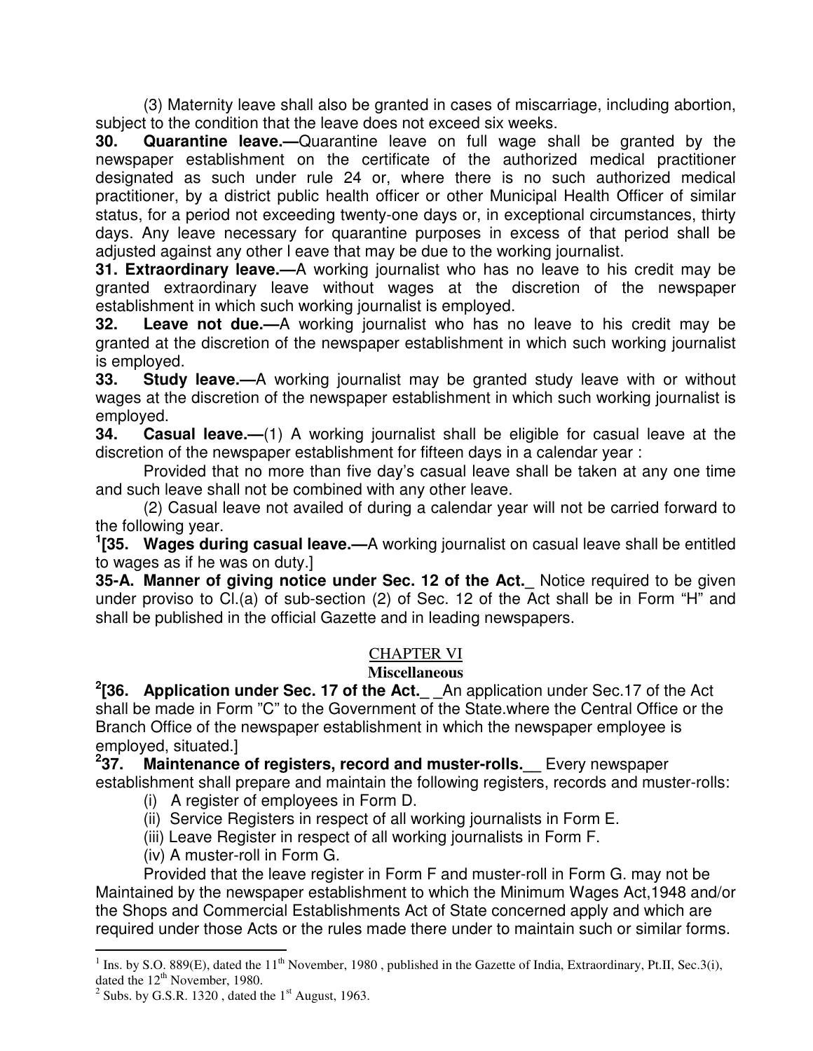(3) Maternity leave shall also be granted in cases of miscarriage, including abortion, subject to the condition that the leave does not exceed six weeks.

**30. Quarantine leave.—**Quarantine leave on full wage shall be granted by the newspaper establishment on the certificate of the authorized medical practitioner designated as such under rule 24 or, where there is no such authorized medical practitioner, by a district public health officer or other Municipal Health Officer of similar status, for a period not exceeding twenty-one days or, in exceptional circumstances, thirty days. Any leave necessary for quarantine purposes in excess of that period shall be adjusted against any other l eave that may be due to the working journalist.

**31. Extraordinary leave.—**A working journalist who has no leave to his credit may be granted extraordinary leave without wages at the discretion of the newspaper establishment in which such working journalist is employed.

**32. Leave not due.—**A working journalist who has no leave to his credit may be granted at the discretion of the newspaper establishment in which such working journalist is employed.

**33. Study leave.—**A working journalist may be granted study leave with or without wages at the discretion of the newspaper establishment in which such working journalist is employed.

**34. Casual leave.—**(1) A working journalist shall be eligible for casual leave at the discretion of the newspaper establishment for fifteen days in a calendar year :

Provided that no more than five day's casual leave shall be taken at any one time and such leave shall not be combined with any other leave.

(2) Casual leave not availed of during a calendar year will not be carried forward to the following year.

[1][**35. Wages during casual leave.—**A working journalist on casual leave shall be entitled to wages as if he was on duty.]

**35-A. Manner of giving notice under Sec. 12 of the Act.\_** Notice required to be given under proviso to Cl.(a) of sub-section (2) of Sec. 12 of the Act shall be in Form "H" and shall be published in the official Gazette and in leading newspapers.

## CHAPTER VI

### Miscellaneous

[2][**36. Application under Sec. 17 of the Act.\_** \_An application under Sec.17 of the Act shall be made in Form "C" to the Government of the State.where the Central Office or the Branch Office of the newspaper establishment in which the newspaper employee is employed, situated.]

[2]**37. Maintenance of registers, record and muster-rolls.\_\_** Every newspaper establishment shall prepare and maintain the following registers, records and muster-rolls:

(i) A register of employees in Form D.

(ii) Service Registers in respect of all working journalists in Form E.

(iii) Leave Register in respect of all working journalists in Form F.

(iv) A muster-roll in Form G.

Provided that the leave register in Form F and muster-roll in Form G. may not be Maintained by the newspaper establishment to which the Minimum Wages Act,1948 and/or the Shops and Commercial Establishments Act of State concerned apply and which are required under those Acts or the rules made there under to maintain such or similar forms.

---

[1] Ins. by S.O. 889(E), dated the 11th November, 1980 , published in the Gazette of India, Extraordinary, Pt.II, Sec.3(i), dated the 12th November, 1980.

[2] Subs. by G.S.R. 1320 , dated the 1st August, 1963.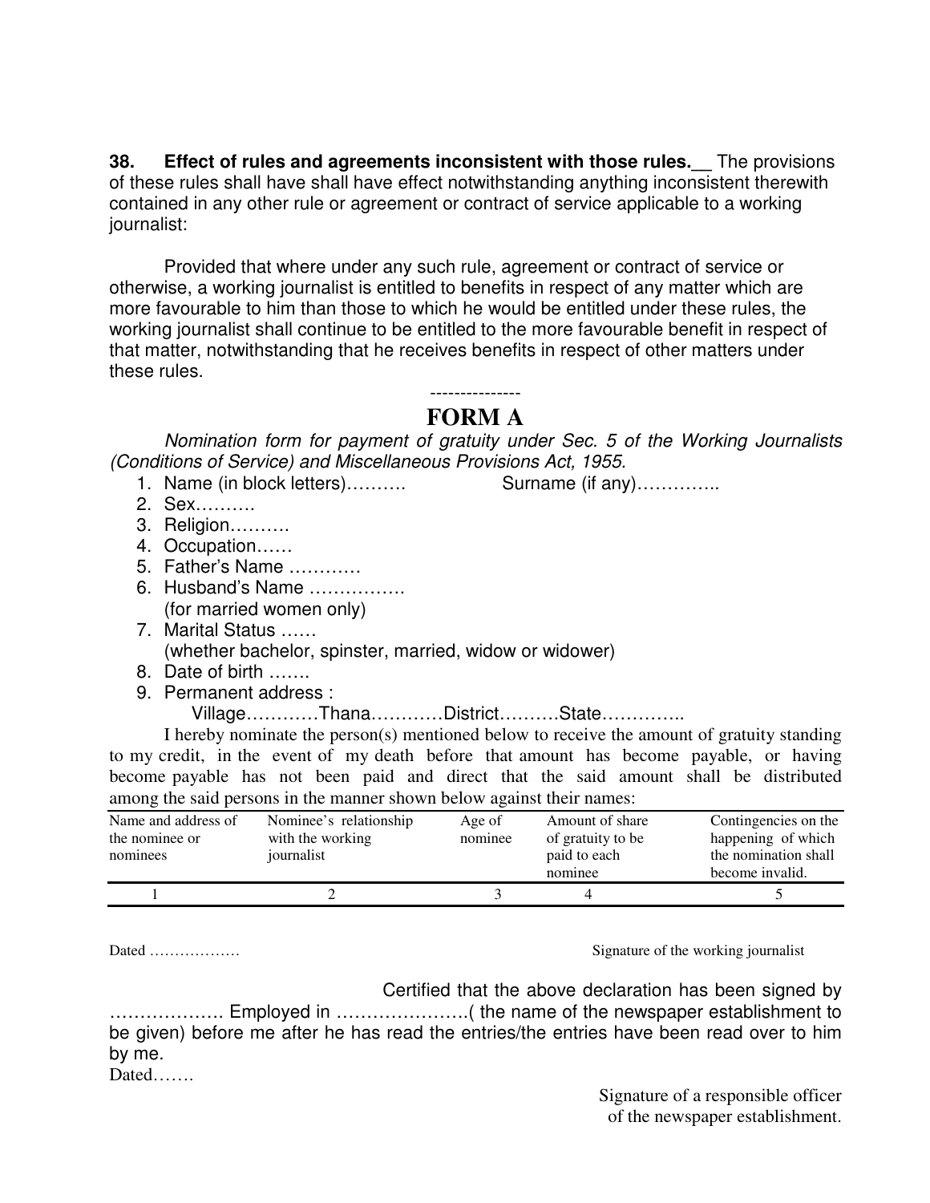**38. Effect of rules and agreements inconsistent with those rules.__** The provisions of these rules shall have shall have effect notwithstanding anything inconsistent therewith contained in any other rule or agreement or contract of service applicable to a working journalist:

Provided that where under any such rule, agreement or contract of service or otherwise, a working journalist is entitled to benefits in respect of any matter which are more favourable to him than those to which he would be entitled under these rules, the working journalist shall continue to be entitled to the more favourable benefit in respect of that matter, notwithstanding that he receives benefits in respect of other matters under these rules.

---------------

# FORM A

*Nomination form for payment of gratuity under Sec. 5 of the Working Journalists (Conditions of Service) and Miscellaneous Provisions Act, 1955.*

1. Name (in block letters)………. Surname (if any)…………..
2. Sex……….
3. Religion……….
4. Occupation……
5. Father's Name …………
6. Husband's Name …………….
   (for married women only)
7. Marital Status ……
   (whether bachelor, spinster, married, widow or widower)
8. Date of birth …….
9. Permanent address :
   Village…………Thana…………District……….State…………..

I hereby nominate the person(s) mentioned below to receive the amount of gratuity standing to my credit, in the event of my death before that amount has become payable, or having become payable has not been paid and direct that the said amount shall be distributed among the said persons in the manner shown below against their names:

| Name and address of the nominee or nominees | Nominee's relationship with the working journalist | Age of nominee | Amount of share of gratuity to be paid to each nominee | Contingencies on the happening of which the nomination shall become invalid. |
|---|---|---|---|---|
| 1 | 2 | 3 | 4 | 5 |

Dated ……………… Signature of the working journalist

Certified that the above declaration has been signed by ………………. Employed in ………………….( the name of the newspaper establishment to be given) before me after he has read the entries/the entries have been read over to him by me.

Dated…….

Signature of a responsible officer
of the newspaper establishment.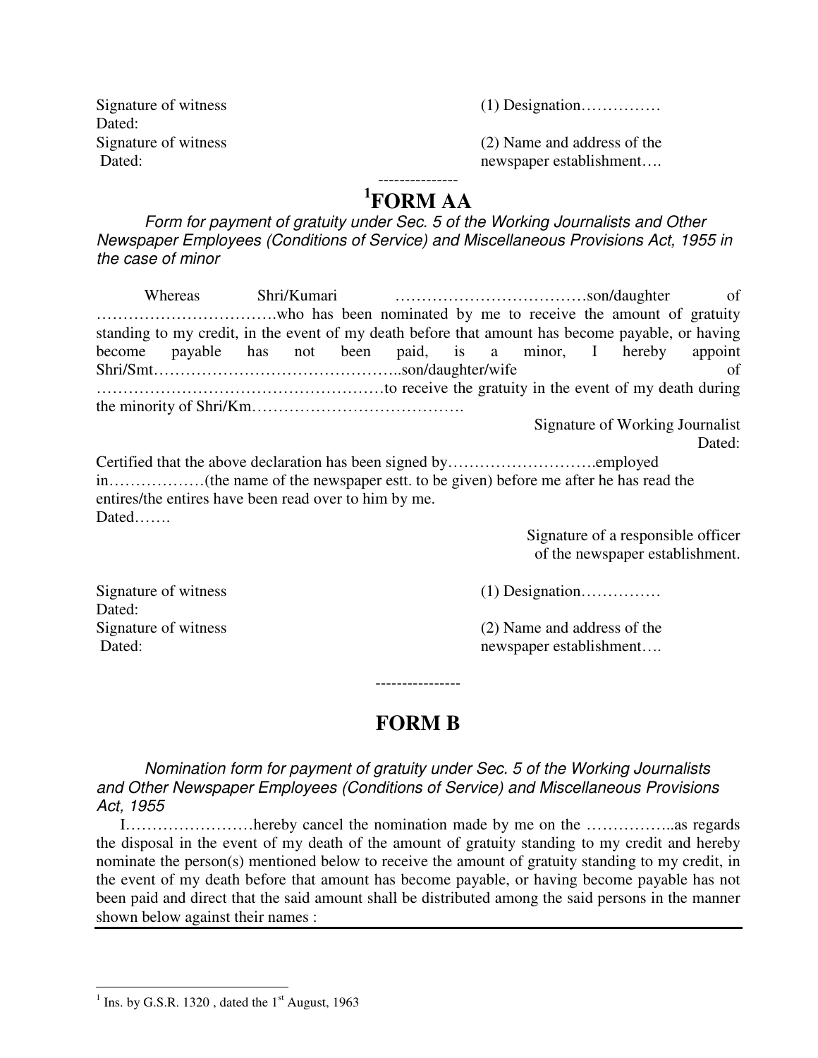Signature of witness
Dated:
Signature of witness
Dated:

(1) Designation……………

(2) Name and address of the newspaper establishment….

---------------

# [1]FORM AA

*Form for payment of gratuity under Sec. 5 of the Working Journalists and Other Newspaper Employees (Conditions of Service) and Miscellaneous Provisions Act, 1955 in the case of minor*

Whereas Shri/Kumari ………………………………son/daughter of ……………………………who has been nominated by me to receive the amount of gratuity standing to my credit, in the event of my death before that amount has become payable, or having become payable has not been paid, is a minor, I hereby appoint Shri/Smt………………………………………..son/daughter/wife of ………………………………………………to receive the gratuity in the event of my death during the minority of Shri/Km………………………………….

Signature of Working Journalist
Dated:

Certified that the above declaration has been signed by……………………….employed in………………(the name of the newspaper estt. to be given) before me after he has read the entires/the entires have been read over to him by me.
Dated…….

Signature of a responsible officer of the newspaper establishment.

Signature of witness
Dated:
Signature of witness
Dated:

(1) Designation……………

(2) Name and address of the newspaper establishment….

----------------

# FORM B

*Nomination form for payment of gratuity under Sec. 5 of the Working Journalists and Other Newspaper Employees (Conditions of Service) and Miscellaneous Provisions Act, 1955*

I……………………hereby cancel the nomination made by me on the ……………..as regards the disposal in the event of my death of the amount of gratuity standing to my credit and hereby nominate the person(s) mentioned below to receive the amount of gratuity standing to my credit, in the event of my death before that amount has become payable, or having become payable has not been paid and direct that the said amount shall be distributed among the said persons in the manner shown below against their names :

---

[1] Ins. by G.S.R. 1320 , dated the 1st August, 1963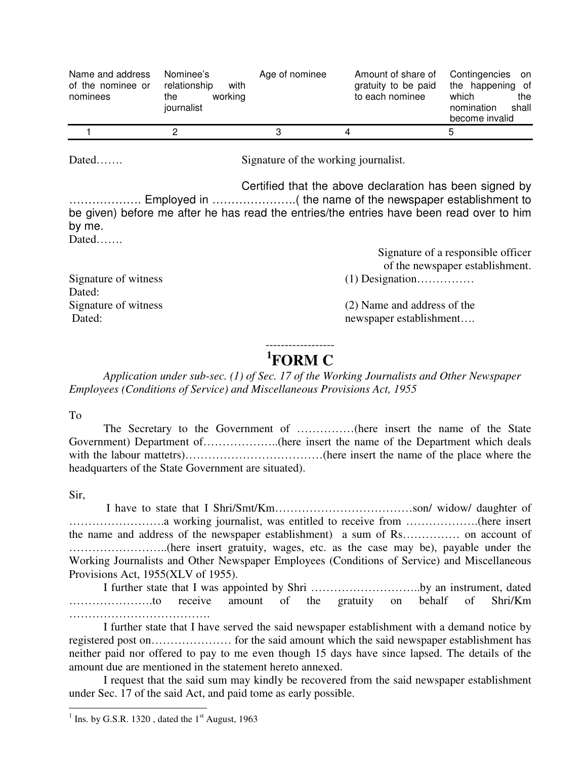| Name and address of the nominee or nominees | Nominee's relationship with the working journalist | Age of nominee | Amount of share of gratuity to be paid to each nominee | Contingencies on the happening of which the nomination shall become invalid |
|---|---|---|---|---|
| 1 | 2 | 3 | 4 | 5 |

Dated……. Signature of the working journalist.

Certified that the above declaration has been signed by ………………. Employed in …………………( the name of the newspaper establishment to be given) before me after he has read the entries/the entries have been read over to him by me.

Dated…….

Signature of a responsible officer of the newspaper establishment.

(1) Designation……………

(2) Name and address of the newspaper establishment….

Signature of witness
Dated:

Signature of witness
Dated:

------------------

# [1]FORM C

*Application under sub-sec. (1) of Sec. 17 of the Working Journalists and Other Newspaper Employees (Conditions of Service) and Miscellaneous Provisions Act, 1955*

To

The Secretary to the Government of ……………(here insert the name of the State Government) Department of………………..(here insert the name of the Department which deals with the labour mattetrs)………………………………(here insert the name of the place where the headquarters of the State Government are situated).

Sir,

I have to state that I Shri/Smt/Km………………………………son/ widow/ daughter of …………………….a working journalist, was entitled to receive from ……………….(here insert the name and address of the newspaper establishment) a sum of Rs…………… on account of ……………………..(here insert gratuity, wages, etc. as the case may be), payable under the Working Journalists and Other Newspaper Employees (Conditions of Service) and Miscellaneous Provisions Act, 1955(XLV of 1955).

I further state that I was appointed by Shri ………………………..by an instrument, dated ………………….to receive amount of the gratuity on behalf of Shri/Km ……………………………….

I further state that I have served the said newspaper establishment with a demand notice by registered post on………………… for the said amount which the said newspaper establishment has neither paid nor offered to pay to me even though 15 days have since lapsed. The details of the amount due are mentioned in the statement hereto annexed.

I request that the said sum may kindly be recovered from the said newspaper establishment under Sec. 17 of the said Act, and paid tome as early possible.

---

[1] Ins. by G.S.R. 1320 , dated the 1st August, 1963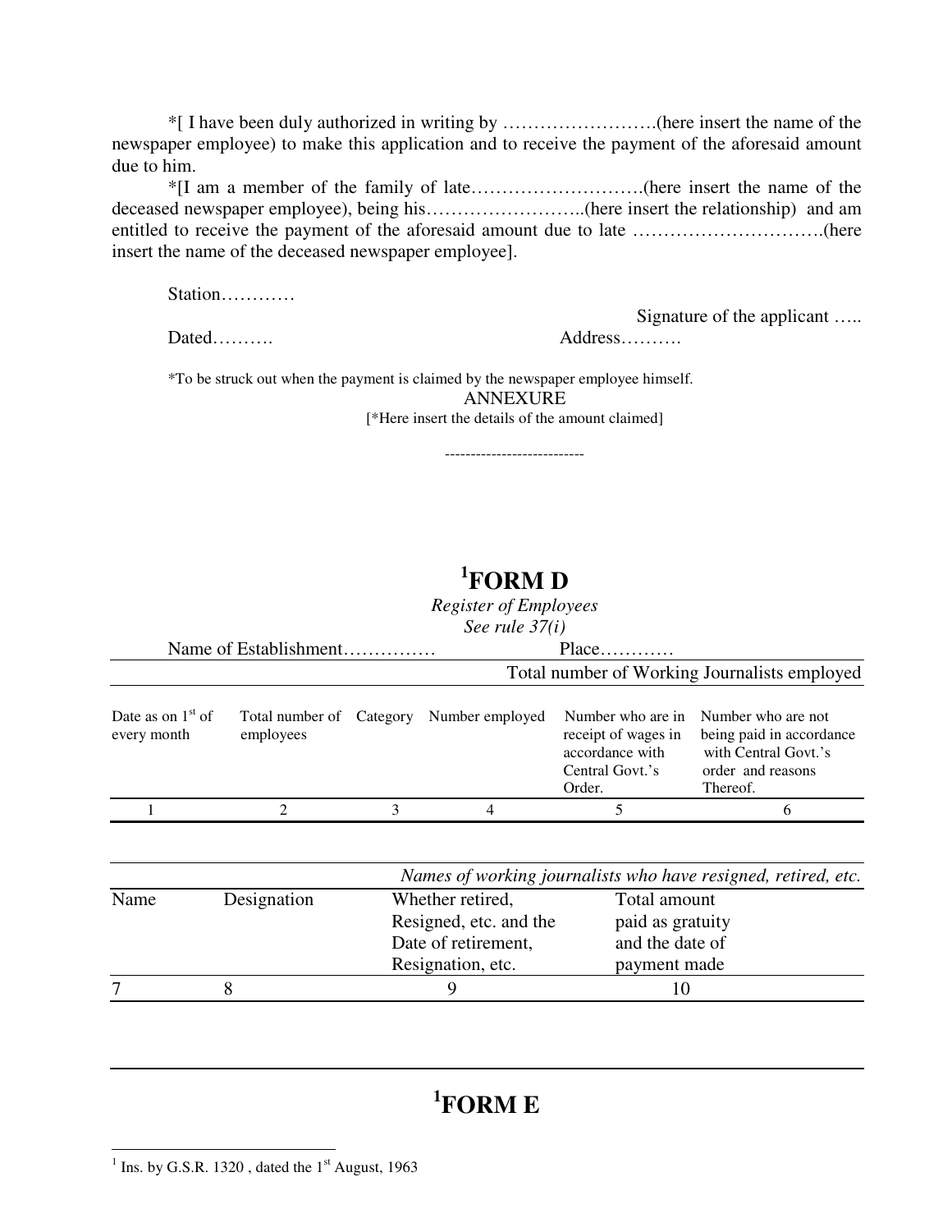*[ I have been duly authorized in writing by …………………….(here insert the name of the newspaper employee) to make this application and to receive the payment of the aforesaid amount due to him.

*[I am a member of the family of late……………………….(here insert the name of the deceased newspaper employee), being his……………………..(here insert the relationship) and am entitled to receive the payment of the aforesaid amount due to late ………………………….(here insert the name of the deceased newspaper employee].

Station…………

Signature of the applicant …..

Dated……….                                   Address……….

*To be struck out when the payment is claimed by the newspaper employee himself.

ANNEXURE

[*Here insert the details of the amount claimed]

---------------------------

# [1]FORM D

*Register of Employees*

*See rule 37(i)*

Name of Establishment……………                    Place…………

| | | Total number of Working Journalists employed | | | |
|---|---|---|---|---|---|
| Date as on 1st of every month | Total number of employees | Category | Number employed | Number who are in receipt of wages in accordance with Central Govt.'s Order. | Number who are not being paid in accordance with Central Govt.'s order and reasons Thereof. |
| 1 | 2 | 3 | 4 | 5 | 6 |

| | | *Names of working journalists who have resigned, retired, etc.* | |
|---|---|---|---|
| Name | Designation | Whether retired, Resigned, etc. and the Date of retirement, Resignation, etc. | Total amount paid as gratuity and the date of payment made |
| 7 | 8 | 9 | 10 |

# [1]FORM E

[1] Ins. by G.S.R. 1320 , dated the 1st August, 1963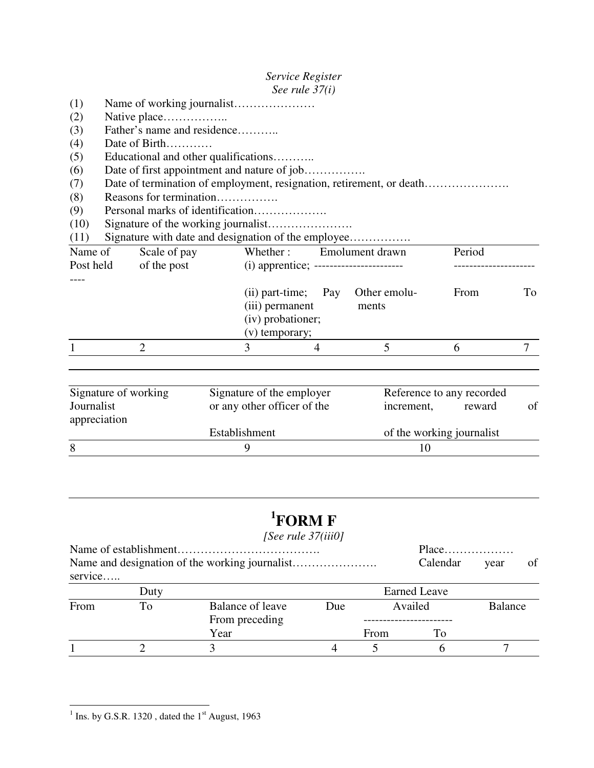*Service Register*
*See rule 37(i)*

(1) Name of working journalist…………………
(2) Native place……………..
(3) Father's name and residence………..
(4) Date of Birth…………
(5) Educational and other qualifications………..
(6) Date of first appointment and nature of job…………….
(7) Date of termination of employment, resignation, retirement, or death………………….
(8) Reasons for termination…………….
(9) Personal marks of identification……………….
(10) Signature of the working journalist………………….
(11) Signature with date and designation of the employee…………….

| Name of Post held | Scale of pay of the post | Whether : (i) apprentice; (ii) part-time; (iii) permanent (iv) probationer; (v) temporary; | Emolument drawn | | Period | |
|---|---|---|---|---|---|---|
| | | | Pay | Other emoluments | From | To |
| 1 | 2 | 3 | 4 | 5 | 6 | 7 |

| Signature of working Journalist | Signature of the employer or any other officer of the Establishment | Reference to any recorded increment, reward of appreciation of the working journalist |
|---|---|---|
| 8 | 9 | 10 |

# [1]FORM F

*[See rule 37(iii0]*

Name of establishment………………………………. Place………………

Name and designation of the working journalist…………………. Calendar year of service…..

| Duty | | Earned Leave | | | | |
|---|---|---|---|---|---|---|
| From | To | Balance of leave From preceding Year | Due | Availed | | Balance |
| | | | | From | To | |
| 1 | 2 | 3 | 4 | 5 | 6 | 7 |

[1] Ins. by G.S.R. 1320 , dated the 1st August, 1963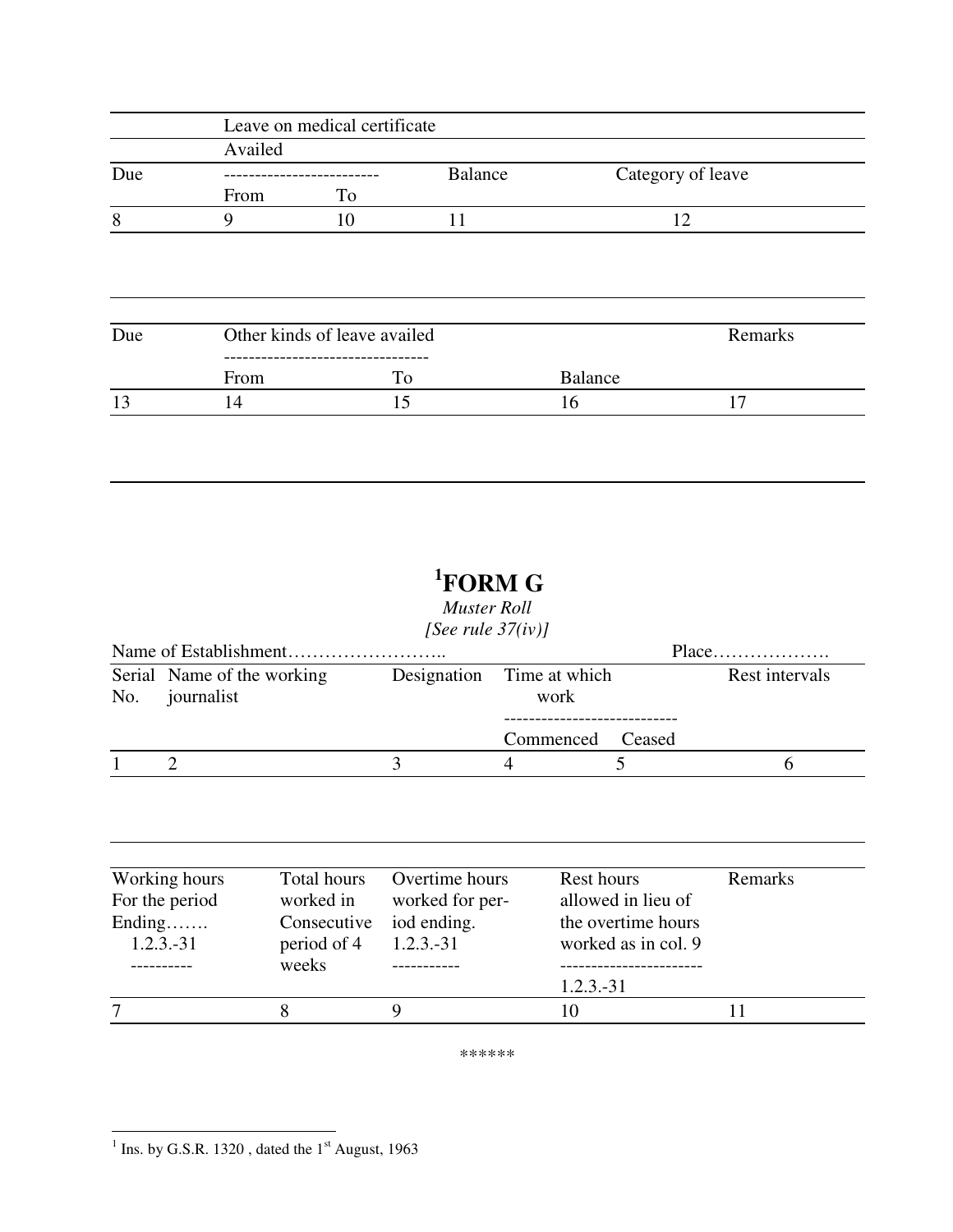| Due | Leave on medical certificate Availed From | To | Balance | Category of leave |
|---|---|---|---|---|
| 8 | 9 | 10 | 11 | 12 |

| Due | Other kinds of leave availed From | To | Balance | Remarks |
|---|---|---|---|---|
| 13 | 14 | 15 | 16 | 17 |

# [1]FORM G

*Muster Roll*

*[See rule 37(iv)]*

Name of Establishment…………………….. Place……………….

| Serial No. | Name of the working journalist | Designation | Time at which work Commenced | Ceased | Rest intervals |
|---|---|---|---|---|---|
| 1 | 2 | 3 | 4 | 5 | 6 |

| Working hours For the period Ending……. 1.2.3.-31 | Total hours worked in Consecutive period of 4 weeks | Overtime hours worked for period ending. 1.2.3.-31 | Rest hours allowed in lieu of the overtime hours worked as in col. 9 1.2.3.-31 | Remarks |
|---|---|---|---|---|
| 7 | 8 | 9 | 10 | 11 |

******

[1] Ins. by G.S.R. 1320 , dated the 1st August, 1963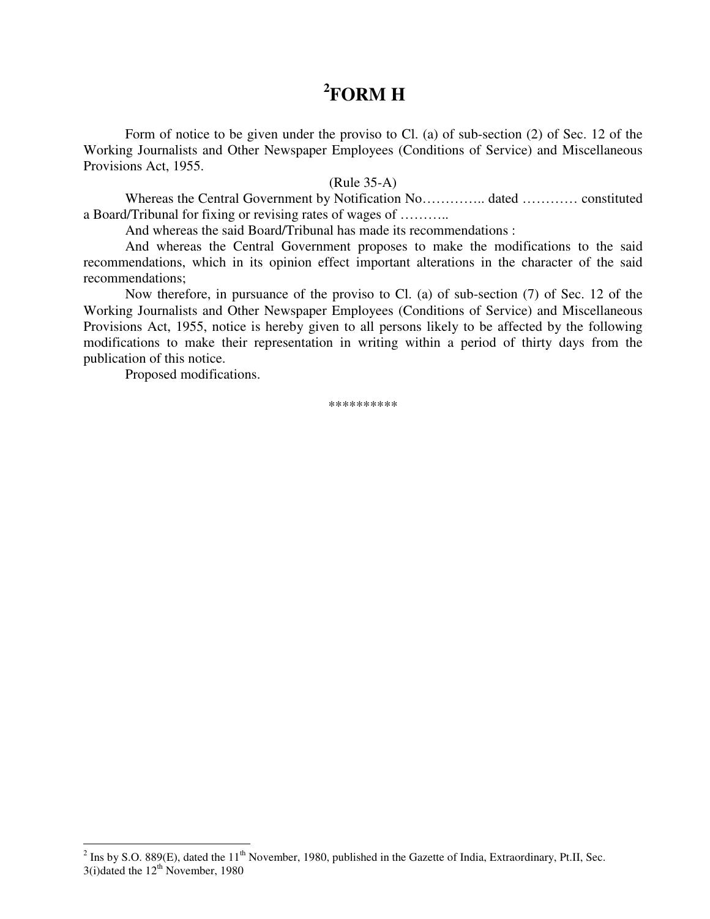# [2]FORM H

Form of notice to be given under the proviso to Cl. (a) of sub-section (2) of Sec. 12 of the Working Journalists and Other Newspaper Employees (Conditions of Service) and Miscellaneous Provisions Act, 1955.

(Rule 35-A)

Whereas the Central Government by Notification No………….. dated ………… constituted a Board/Tribunal for fixing or revising rates of wages of ………..

And whereas the said Board/Tribunal has made its recommendations :

And whereas the Central Government proposes to make the modifications to the said recommendations, which in its opinion effect important alterations in the character of the said recommendations;

Now therefore, in pursuance of the proviso to Cl. (a) of sub-section (7) of Sec. 12 of the Working Journalists and Other Newspaper Employees (Conditions of Service) and Miscellaneous Provisions Act, 1955, notice is hereby given to all persons likely to be affected by the following modifications to make their representation in writing within a period of thirty days from the publication of this notice.

Proposed modifications.

**********

---

[2] Ins by S.O. 889(E), dated the 11th November, 1980, published in the Gazette of India, Extraordinary, Pt.II, Sec. 3(i)dated the 12th November, 1980